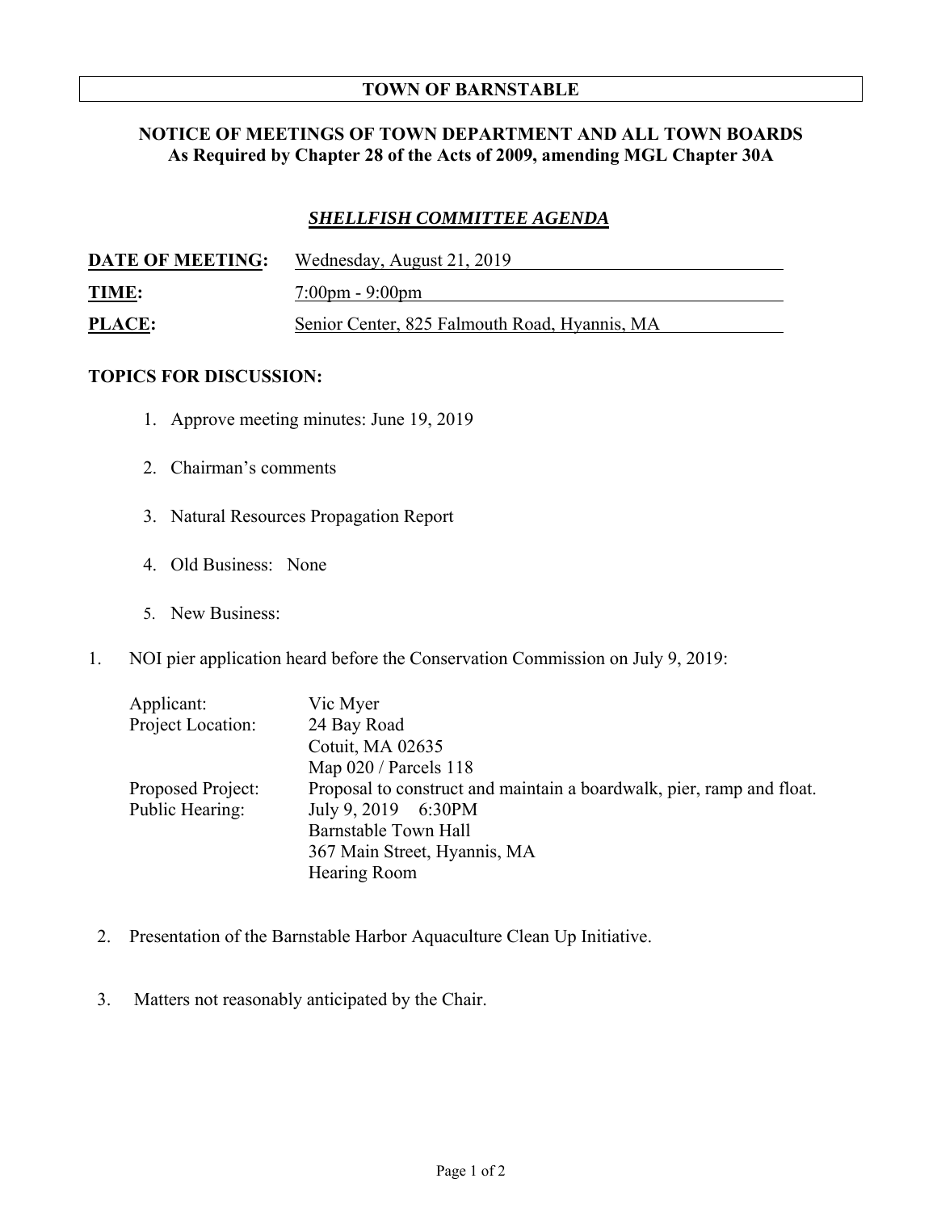# TOWN OF BARNSTABLE

## NOTICE OF MEETINGS OF TOWN DEPARTMENT AND ALL TOWN BOARDS
**As Required by Chapter 28 of the Acts of 2009, amending MGL Chapter 30A**

### ***SHELLFISH COMMITTEE AGENDA***

**DATE OF MEETING:** Wednesday, August 21, 2019

**TIME:** 7:00pm - 9:00pm

**PLACE:** Senior Center, 825 Falmouth Road, Hyannis, MA

**TOPICS FOR DISCUSSION:**

1. Approve meeting minutes: June 19, 2019

2. Chairman's comments

3. Natural Resources Propagation Report

4. Old Business: None

5. New Business:

1. NOI pier application heard before the Conservation Commission on July 9, 2019:

| | |
|---|---|
| Applicant: | Vic Myer |
| Project Location: | 24 Bay Road<br>Cotuit, MA 02635<br>Map 020 / Parcels 118 |
| Proposed Project: | Proposal to construct and maintain a boardwalk, pier, ramp and float. |
| Public Hearing: | July 9, 2019 6:30PM<br>Barnstable Town Hall<br>367 Main Street, Hyannis, MA<br>Hearing Room |

2. Presentation of the Barnstable Harbor Aquaculture Clean Up Initiative.

3. Matters not reasonably anticipated by the Chair.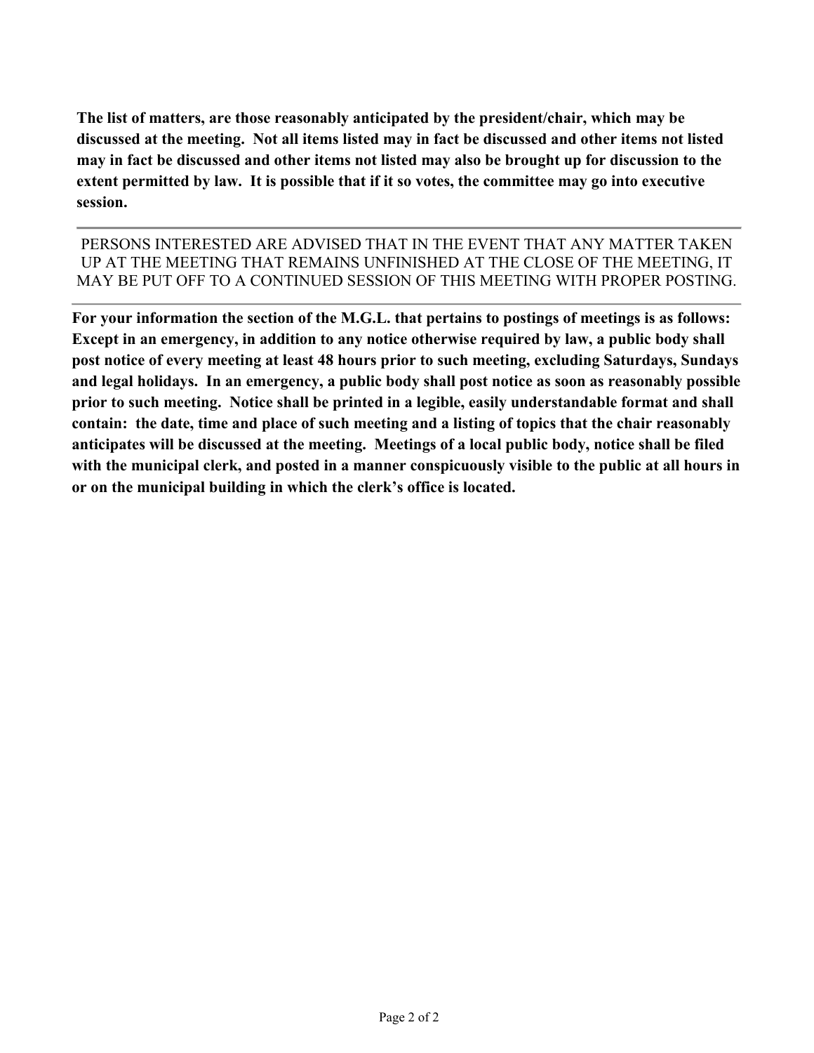**The list of matters, are those reasonably anticipated by the president/chair, which may be discussed at the meeting. Not all items listed may in fact be discussed and other items not listed may in fact be discussed and other items not listed may also be brought up for discussion to the extent permitted by law. It is possible that if it so votes, the committee may go into executive session.**

---

PERSONS INTERESTED ARE ADVISED THAT IN THE EVENT THAT ANY MATTER TAKEN UP AT THE MEETING THAT REMAINS UNFINISHED AT THE CLOSE OF THE MEETING, IT MAY BE PUT OFF TO A CONTINUED SESSION OF THIS MEETING WITH PROPER POSTING.

---

**For your information the section of the M.G.L. that pertains to postings of meetings is as follows: Except in an emergency, in addition to any notice otherwise required by law, a public body shall post notice of every meeting at least 48 hours prior to such meeting, excluding Saturdays, Sundays and legal holidays. In an emergency, a public body shall post notice as soon as reasonably possible prior to such meeting. Notice shall be printed in a legible, easily understandable format and shall contain: the date, time and place of such meeting and a listing of topics that the chair reasonably anticipates will be discussed at the meeting. Meetings of a local public body, notice shall be filed with the municipal clerk, and posted in a manner conspicuously visible to the public at all hours in or on the municipal building in which the clerk's office is located.**